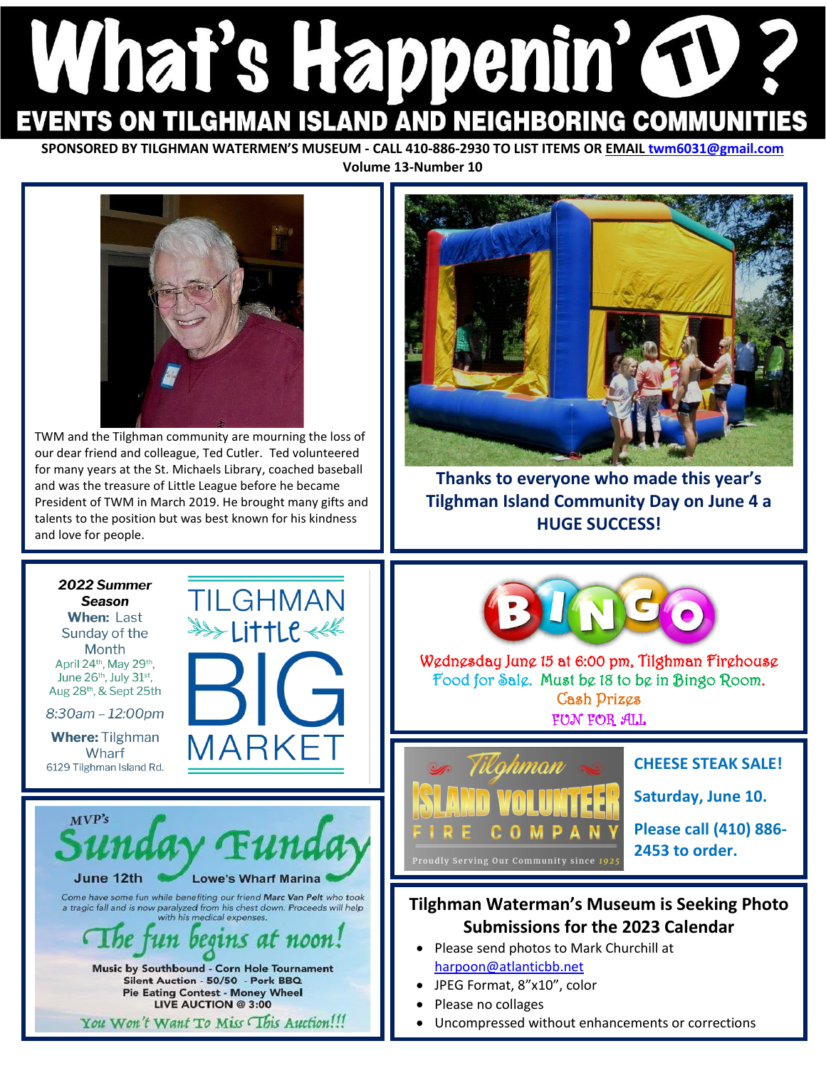# What's Happenin' TI ?

## EVENTS ON TILGHMAN ISLAND AND NEIGHBORING COMMUNITIES

**SPONSORED BY TILGHMAN WATERMEN'S MUSEUM - CALL 410-886-2930 TO LIST ITEMS OR EMAIL twm6031@gmail.com**

**Volume 13-Number 10**

TWM and the Tilghman community are mourning the loss of our dear friend and colleague, Ted Cutler. Ted volunteered for many years at the St. Michaels Library, coached baseball and was the treasure of Little League before he became President of TWM in March 2019. He brought many gifts and talents to the position but was best known for his kindness and love for people.

**Thanks to everyone who made this year's Tilghman Island Community Day on June 4 a HUGE SUCCESS!**

### TILGHMAN Little BIG MARKET

***2022 Summer Season***

**When:** Last Sunday of the Month

April 24th, May 29th, June 26th, July 31st, Aug 28th, & Sept 25th

*8:30am – 12:00pm*

**Where:** Tilghman Wharf

6129 Tilghman Island Rd.

### BINGO

Wednesday June 15 at 6:00 pm, Tilghman Firehouse

Food for Sale. Must be 18 to be in Bingo Room.

Cash Prizes

FUN FOR ALL

### MVP's Sunday Funday

June 12th — Lowe's Wharf Marina

*Come have some fun while benefiting our friend **Marc Van Pelt** who took a tragic fall and is now paralyzed from his chest down. Proceeds will help with his medical expenses.*

*The fun begins at noon!*

**Music by Southbound - Corn Hole Tournament**
**Silent Auction - 50/50 - Pork BBQ**
**Pie Eating Contest - Money Wheel**
**LIVE AUCTION @ 3:00**

*You Won't Want To Miss This Auction!!!*

### Tilghman Island Volunteer Fire Company

Proudly Serving Our Community since 1925

**CHEESE STEAK SALE!**

**Saturday, June 10.**

**Please call (410) 886-2453 to order.**

### Tilghman Waterman's Museum is Seeking Photo Submissions for the 2023 Calendar

- Please send photos to Mark Churchill at harpoon@atlanticbb.net
- JPEG Format, 8"x10", color
- Please no collages
- Uncompressed without enhancements or corrections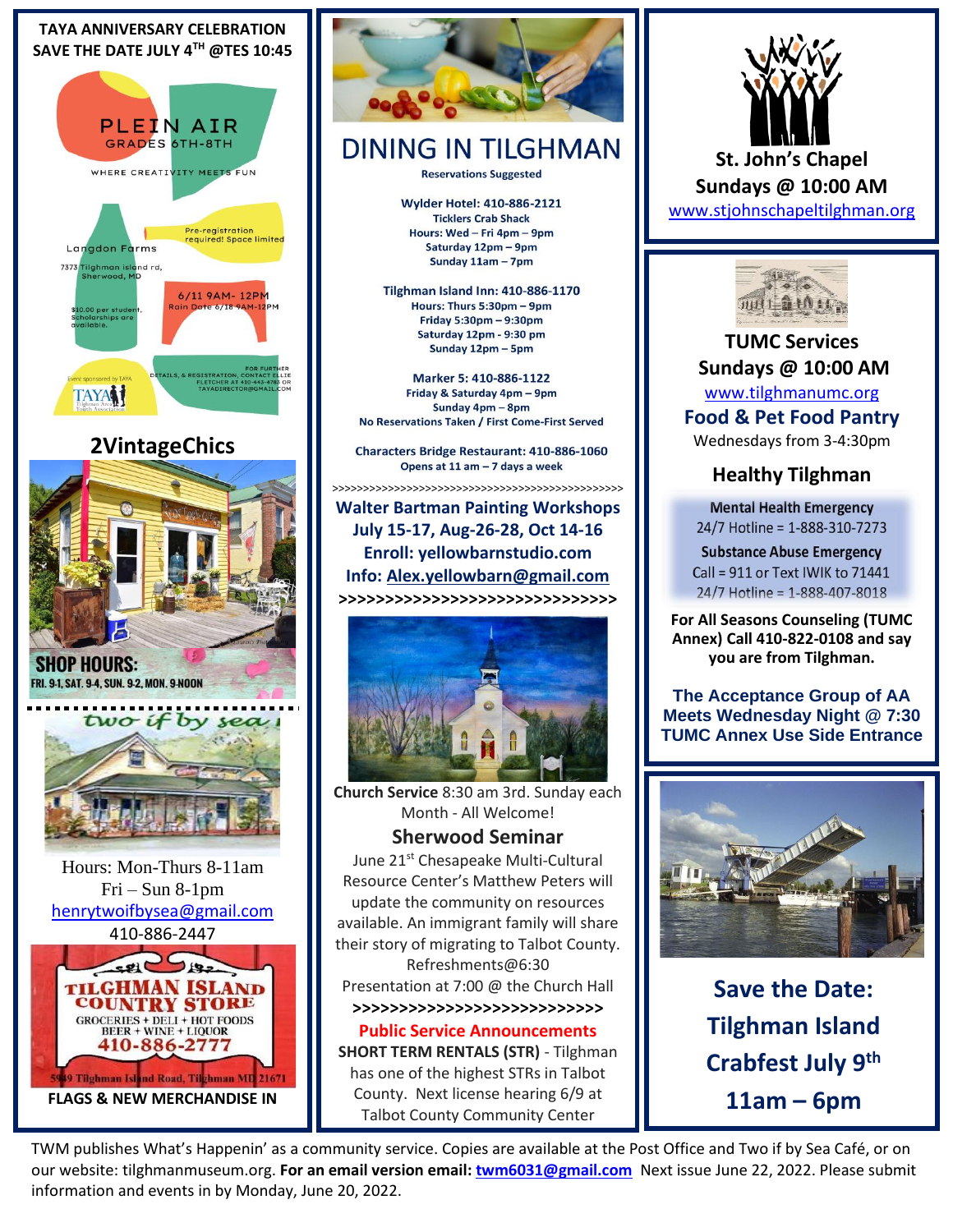**TAYA ANNIVERSARY CELEBRATION**
**SAVE THE DATE JULY 4TH @TES 10:45**

PLEIN AIR
GRADES 6TH-8TH
WHERE CREATIVITY MEETS FUN

Langdon Farms
7373 Tilghman island rd, Sherwood, MD

Pre-registration required! Space limited

6/11 9AM- 12PM
Rain Date 6/18 9AM-12PM

$10.00 per student. Scholarships are available.

Event sponsored by TAYA

FOR FURTHER DETAILS, & REGISTRATION, CONTACT ELLIE FLETCHER AT 410-443-4785 OR TAYADIRECTOR@GMAIL.COM

## 2VintageChics

**SHOP HOURS:**
FRI. 9-1, SAT. 9-4, SUN. 9-2, MON. 9-NOON

two if by sea

Hours: Mon-Thurs 8-11am
Fri – Sun 8-1pm
henrytwoifbysea@gmail.com
410-886-2447

TILGHMAN ISLAND COUNTRY STORE
GROCERIES + DELI + HOT FOODS
BEER + WINE + LIQUOR
410-886-2777
5949 Tilghman Island Road, Tilghman MD 21671

**FLAGS & NEW MERCHANDISE IN**

# DINING IN TILGHMAN

**Reservations Suggested**

**Wylder Hotel: 410-886-2121**
Ticklers Crab Shack
Hours: Wed – Fri 4pm – 9pm
Saturday 12pm – 9pm
Sunday 11am – 7pm

**Tilghman Island Inn: 410-886-1170**
Hours: Thurs 5:30pm – 9pm
Friday 5:30pm – 9:30pm
Saturday 12pm - 9:30 pm
Sunday 12pm – 5pm

**Marker 5: 410-886-1122**
Friday & Saturday 4pm – 9pm
Sunday 4pm – 8pm
No Reservations Taken / First Come-First Served

**Characters Bridge Restaurant: 410-886-1060**
Opens at 11 am – 7 days a week

>>>>>>>>>>>>>>>>>>>>>>>>>>>>>>>>>>>>>>>>>>>>>>>

**Walter Bartman Painting Workshops**
**July 15-17, Aug-26-28, Oct 14-16**
**Enroll: yellowbarnstudio.com**
**Info: Alex.yellowbarn@gmail.com**

>>>>>>>>>>>>>>>>>>>>>>>>>>>>>>>

**Church Service** 8:30 am 3rd. Sunday each Month - All Welcome!

## Sherwood Seminar

June 21st Chesapeake Multi-Cultural Resource Center's Matthew Peters will update the community on resources available. An immigrant family will share their story of migrating to Talbot County.
Refreshments@6:30
Presentation at 7:00 @ the Church Hall

>>>>>>>>>>>>>>>>>>>>>>>>>>>>

**Public Service Announcements**

**SHORT TERM RENTALS (STR)** - Tilghman has one of the highest STRs in Talbot County. Next license hearing 6/9 at Talbot County Community Center

**St. John's Chapel**
**Sundays @ 10:00 AM**
www.stjohnschapeltilghman.org

**TUMC Services**
**Sundays @ 10:00 AM**
www.tilghmanumc.org

**Food & Pet Food Pantry**
Wednesdays from 3-4:30pm

## Healthy Tilghman

**Mental Health Emergency**
24/7 Hotline = 1-888-310-7273

**Substance Abuse Emergency**
Call = 911 or Text IWIK to 71441
24/7 Hotline = 1-888-407-8018

**For All Seasons Counseling (TUMC Annex) Call 410-822-0108 and say you are from Tilghman.**

**The Acceptance Group of AA Meets Wednesday Night @ 7:30 TUMC Annex Use Side Entrance**

**Save the Date:**
**Tilghman Island Crabfest July 9th**
**11am – 6pm**

TWM publishes What's Happenin' as a community service. Copies are available at the Post Office and Two if by Sea Café, or on our website: tilghmanmuseum.org. **For an email version email: twm6031@gmail.com** Next issue June 22, 2022. Please submit information and events in by Monday, June 20, 2022.